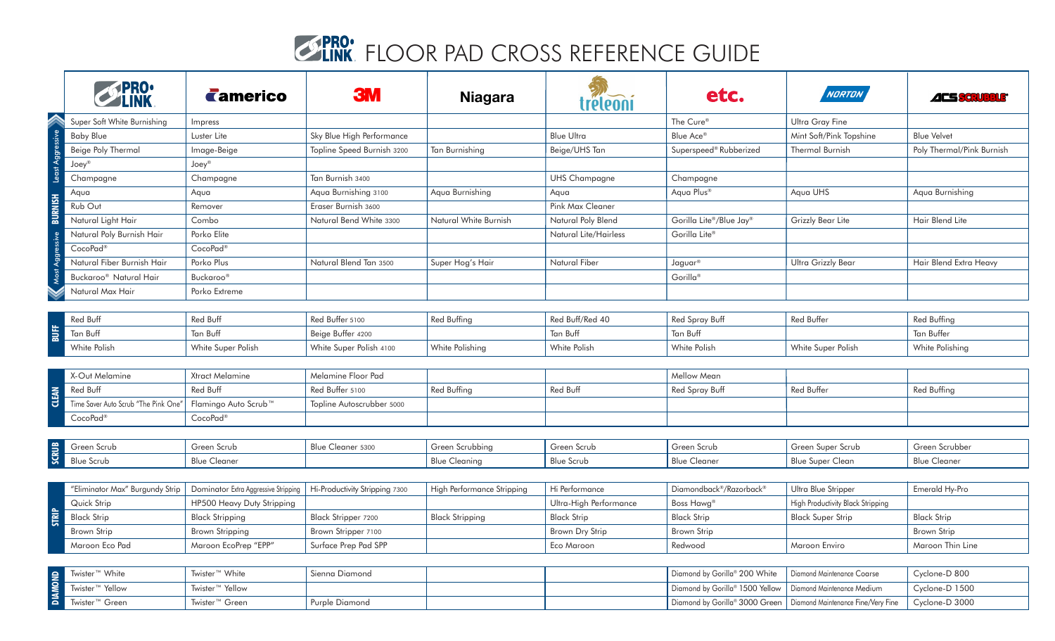# PRO-LINK FLOOR PAD CROSS REFERENCE GUIDE

| | PRO-LINK | americo | 3M | Niagara | treleoni | etc. | NORTON | ACS SCRUBBLE |
|---|---|---|---|---|---|---|---|---|
| **BURNISH** (Least Aggressive) | Super Soft White Burnishing | Impress | | | | The Cure® | Ultra Gray Fine | |
| | Baby Blue | Luster Lite | Sky Blue High Performance | | Blue Ultra | Blue Ace® | Mint Soft/Pink Topshine | Blue Velvet |
| | Beige Poly Thermal | Image-Beige | Topline Speed Burnish 3200 | Tan Burnishing | Beige/UHS Tan | Superspeed® Rubberized | Thermal Burnish | Poly Thermal/Pink Burnish |
| | Joey® | Joey® | | | | | | |
| | Champagne | Champagne | Tan Burnish 3400 | | UHS Champagne | Champagne | | |
| | Aqua | Aqua | Aqua Burnishing 3100 | Aqua Burnishing | Aqua | Aqua Plus® | Aqua UHS | Aqua Burnishing |
| | Rub Out | Remover | Eraser Burnish 3600 | | Pink Max Cleaner | | | |
| | Natural Light Hair | Combo | Natural Bend White 3300 | Natural White Burnish | Natural Poly Blend | Gorilla Lite®/Blue Jay® | Grizzly Bear Lite | Hair Blend Lite |
| | Natural Poly Burnish Hair | Porko Elite | | | Natural Lite/Hairless | Gorilla Lite® | | |
| | CocoPad® | CocoPad® | | | | | | |
| | Natural Fiber Burnish Hair | Porko Plus | Natural Blend Tan 3500 | Super Hog's Hair | Natural Fiber | Jaguar® | Ultra Grizzly Bear | Hair Blend Extra Heavy |
| | Buckaroo® Natural Hair | Buckaroo® | | | | Gorilla® | | |
| **(Most Aggressive)** | Natural Max Hair | Porko Extreme | | | | | | |
| **BUFF** | Red Buff | Red Buff | Red Buffer 5100 | Red Buffing | Red Buff/Red 40 | Red Spray Buff | Red Buffer | Red Buffing |
| | Tan Buff | Tan Buff | Beige Buffer 4200 | | Tan Buff | Tan Buff | | Tan Buffer |
| | White Polish | White Super Polish | White Super Polish 4100 | White Polishing | White Polish | White Polish | White Super Polish | White Polishing |
| **CLEAN** | X-Out Melamine | Xtract Melamine | Melamine Floor Pad | | | Mellow Mean | | |
| | Red Buff | Red Buff | Red Buffer 5100 | Red Buffing | Red Buff | Red Spray Buff | Red Buffer | Red Buffing |
| | Time Saver Auto Scrub "The Pink One" | Flamingo Auto Scrub™ | Topline Autoscrubber 5000 | | | | | |
| | CocoPad® | CocoPad® | | | | | | |
| **SCRUB** | Green Scrub | Green Scrub | Blue Cleaner 5300 | Green Scrubbing | Green Scrub | Green Scrub | Green Super Scrub | Green Scrubber |
| | Blue Scrub | Blue Cleaner | | Blue Cleaning | Blue Scrub | Blue Cleaner | Blue Super Clean | Blue Cleaner |
| **STRIP** | "Eliminator Max" Burgundy Strip | Dominator Extra Aggressive Stripping | Hi-Productivity Stripping 7300 | High Performance Stripping | Hi Performance | Diamondback®/Razorback® | Ultra Blue Stripper | Emerald Hy-Pro |
| | Quick Strip | HP500 Heavy Duty Stripping | | | Ultra-High Performance | Boss Hawg® | High Productivity Black Stripping | |
| | Black Strip | Black Stripping | Black Stripper 7200 | Black Stripping | Black Strip | Black Strip | Black Super Strip | Black Strip |
| | Brown Strip | Brown Stripping | Brown Stripper 7100 | | Brown Dry Strip | Brown Strip | | Brown Strip |
| | Maroon Eco Pad | Maroon EcoPrep "EPP" | Surface Prep Pad SPP | | Eco Maroon | Redwood | Maroon Enviro | Maroon Thin Line |
| **DIAMOND** | Twister™ White | Twister™ White | Sienna Diamond | | | Diamond by Gorilla® 200 White | Diamond Maintenance Coarse | Cyclone-D 800 |
| | Twister™ Yellow | Twister™ Yellow | | | | Diamond by Gorilla® 1500 Yellow | Diamond Maintenance Medium | Cyclone-D 1500 |
| | Twister™ Green | Twister™ Green | Purple Diamond | | | Diamond by Gorilla® 3000 Green | Diamond Maintenance Fine/Very Fine | Cyclone-D 3000 |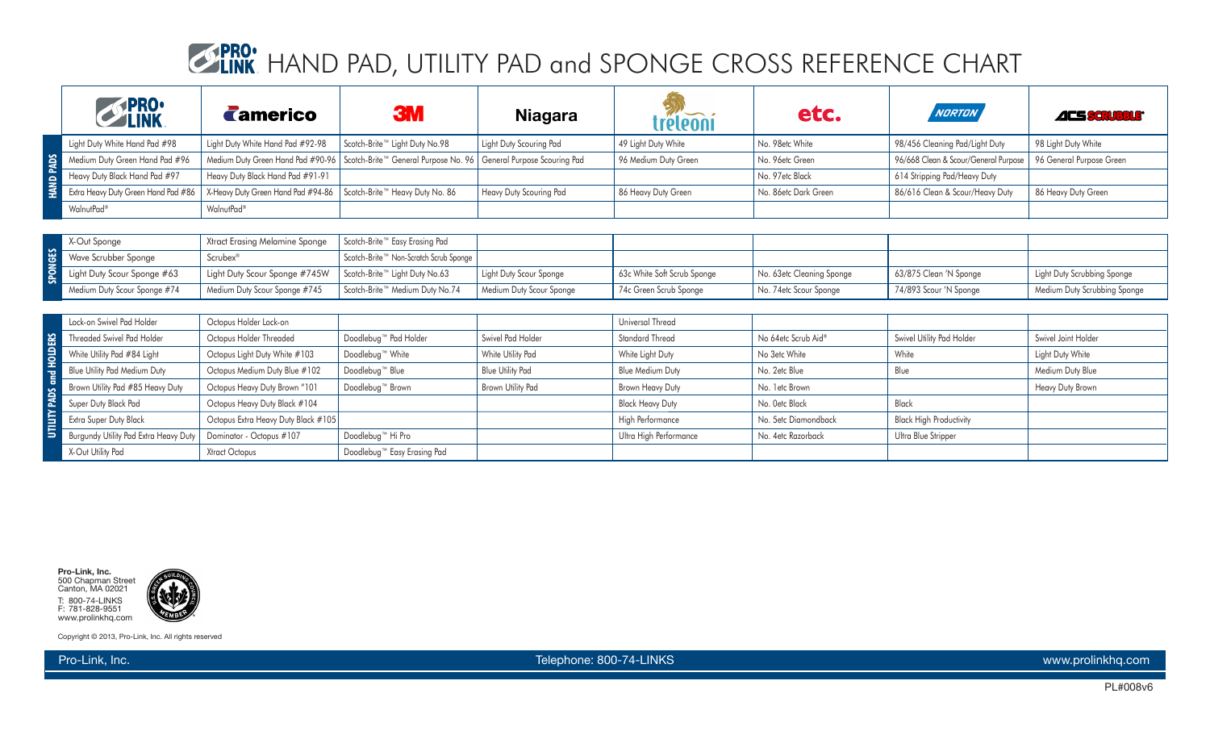# PRO•LINK HAND PAD, UTILITY PAD and SPONGE CROSS REFERENCE CHART

| | PRO•LINK | americo | 3M | Niagara | treleoni | etc. | NORTON | ACS SCRUBBLE |
|---|---|---|---|---|---|---|---|---|
| HAND PADS | Light Duty White Hand Pad #98 | Light Duty White Hand Pad #92-98 | Scotch-Brite™ Light Duty No.98 | Light Duty Scouring Pad | 49 Light Duty White | No. 98etc White | 98/456 Cleaning Pad/Light Duty | 98 Light Duty White |
| | Medium Duty Green Hand Pad #96 | Medium Duty Green Hand Pad #90-96 | Scotch-Brite™ General Purpose No. 96 | General Purpose Scouring Pad | 96 Medium Duty Green | No. 96etc Green | 96/668 Clean & Scour/General Purpose | 96 General Purpose Green |
| | Heavy Duty Black Hand Pad #97 | Heavy Duty Black Hand Pad #91-91 | | | | No. 97etc Black | 614 Stripping Pad/Heavy Duty | |
| | Extra Heavy Duty Green Hand Pad #86 | X-Heavy Duty Green Hand Pad #94-86 | Scotch-Brite™ Heavy Duty No. 86 | Heavy Duty Scouring Pad | 86 Heavy Duty Green | No. 86etc Dark Green | 86/616 Clean & Scour/Heavy Duty | 86 Heavy Duty Green |
| | WalnutPad® | WalnutPad® | | | | | | |
| SPONGES | X-Out Sponge | Xtract Erasing Melamine Sponge | Scotch-Brite™ Easy Erasing Pad | | | | | |
| | Wave Scrubber Sponge | Scrubex® | Scotch-Brite™ Non-Scratch Scrub Sponge | | | | | |
| | Light Duty Scour Sponge #63 | Light Duty Scour Sponge #745W | Scotch-Brite™ Light Duty No.63 | Light Duty Scour Sponge | 63c White Soft Scrub Sponge | No. 63etc Cleaning Sponge | 63/875 Clean 'N Sponge | Light Duty Scrubbing Sponge |
| | Medium Duty Scour Sponge #74 | Medium Duty Scour Sponge #745 | Scotch-Brite™ Medium Duty No.74 | Medium Duty Scour Sponge | 74c Green Scrub Sponge | No. 74etc Scour Sponge | 74/893 Scour 'N Sponge | Medium Duty Scrubbing Sponge |
| UTILITY PADS and HOLDERS | Lock-on Swivel Pad Holder | Octopus Holder Lock-on | | | Universal Thread | | | |
| | Threaded Swivel Pad Holder | Octopus Holder Threaded | Doodlebug™ Pad Holder | Swivel Pad Holder | Standard Thread | No 64etc Scrub Aid® | Swivel Utility Pad Holder | Swivel Joint Holder |
| | White Utility Pad #84 Light | Octopus Light Duty White #103 | Doodlebug™ White | White Utility Pad | White Light Duty | No 3etc White | White | Light Duty White |
| | Blue Utility Pad Medium Duty | Octopus Medium Duty Blue #102 | Doodlebug™ Blue | Blue Utility Pad | Blue Medium Duty | No. 2etc Blue | Blue | Medium Duty Blue |
| | Brown Utility Pad #85 Heavy Duty | Octopus Heavy Duty Brown "101 | Doodlebug™ Brown | Brown Utility Pad | Brown Heavy Duty | No. 1etc Brown | | Heavy Duty Brown |
| | Super Duty Black Pad | Octopus Heavy Duty Black #104 | | | Black Heavy Duty | No. 0etc Black | Black | |
| | Extra Super Duty Black | Octopus Extra Heavy Duty Black #105 | | | High Performance | No. 5etc Diamondback | Black High Productivity | |
| | Burgundy Utility Pad Extra Heavy Duty | Dominator - Octopus #107 | Doodlebug™ Hi Pro | | Ultra High Performance | No. 4etc Razorback | Ultra Blue Stripper | |
| | X-Out Utility Pad | Xtract Octopus | Doodlebug™ Easy Erasing Pad | | | | | |

**Pro-Link, Inc.**
500 Chapman Street
Canton, MA 02021
T: 800-74-LINKS
F: 781-828-9551
www.prolinkhq.com

Copyright © 2013, Pro-Link, Inc. All rights reserved

Pro-Link, Inc. Telephone: 800-74-LINKS www.prolinkhq.com

PL#008v6